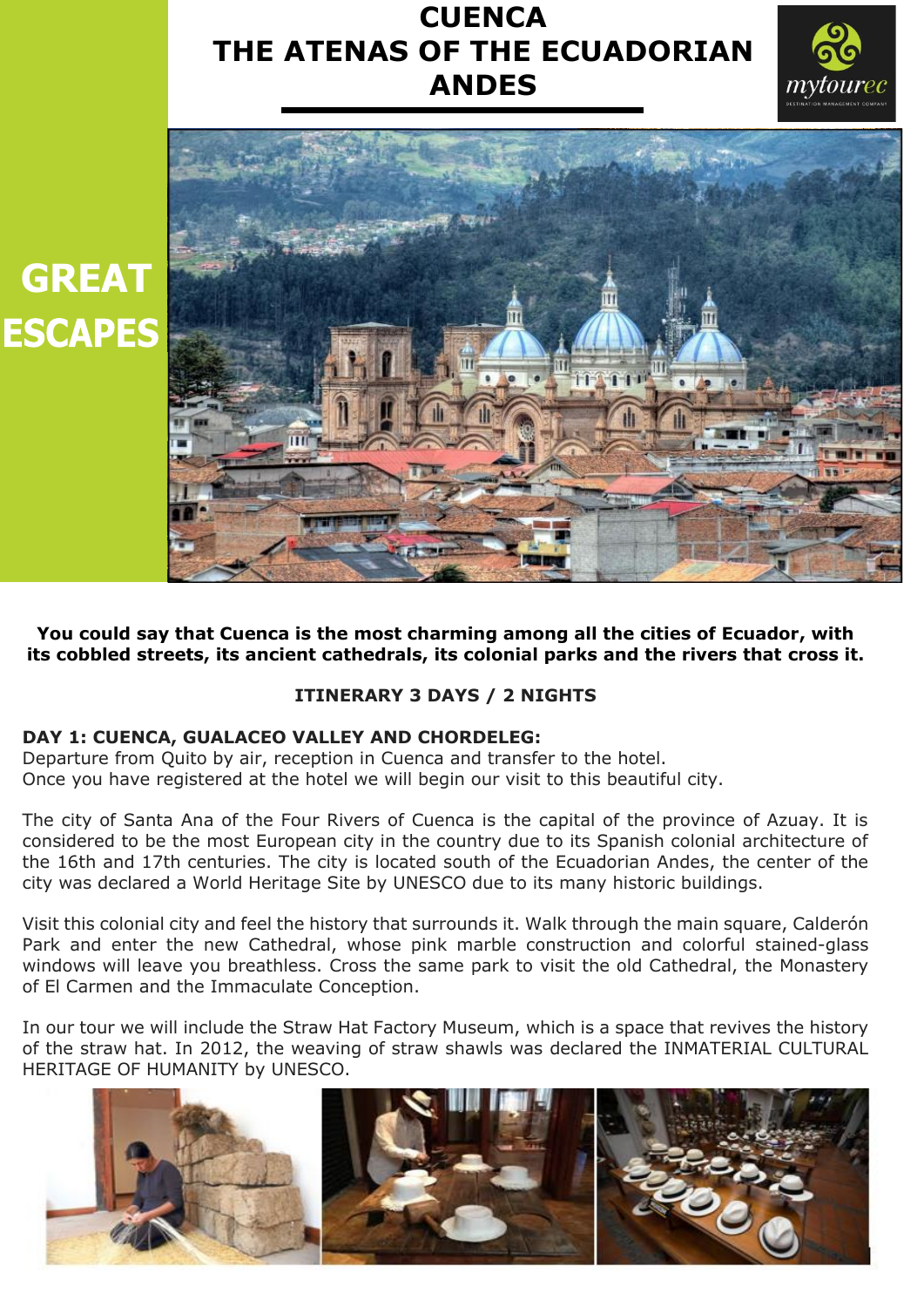# CUENCA THE ATENAS OF THE ECUADORIAN ANDES

GREAT ESCAPES

**You could say that Cuenca is the most charming among all the cities of Ecuador, with its cobbled streets, its ancient cathedrals, its colonial parks and the rivers that cross it.**

**ITINERARY 3 DAYS / 2 NIGHTS**

**DAY 1: CUENCA, GUALACEO VALLEY AND CHORDELEG:**

Departure from Quito by air, reception in Cuenca and transfer to the hotel. Once you have registered at the hotel we will begin our visit to this beautiful city.

The city of Santa Ana of the Four Rivers of Cuenca is the capital of the province of Azuay. It is considered to be the most European city in the country due to its Spanish colonial architecture of the 16th and 17th centuries. The city is located south of the Ecuadorian Andes, the center of the city was declared a World Heritage Site by UNESCO due to its many historic buildings.

Visit this colonial city and feel the history that surrounds it. Walk through the main square, Calderón Park and enter the new Cathedral, whose pink marble construction and colorful stained-glass windows will leave you breathless. Cross the same park to visit the old Cathedral, the Monastery of El Carmen and the Immaculate Conception.

In our tour we will include the Straw Hat Factory Museum, which is a space that revives the history of the straw hat. In 2012, the weaving of straw shawls was declared the INMATERIAL CULTURAL HERITAGE OF HUMANITY by UNESCO.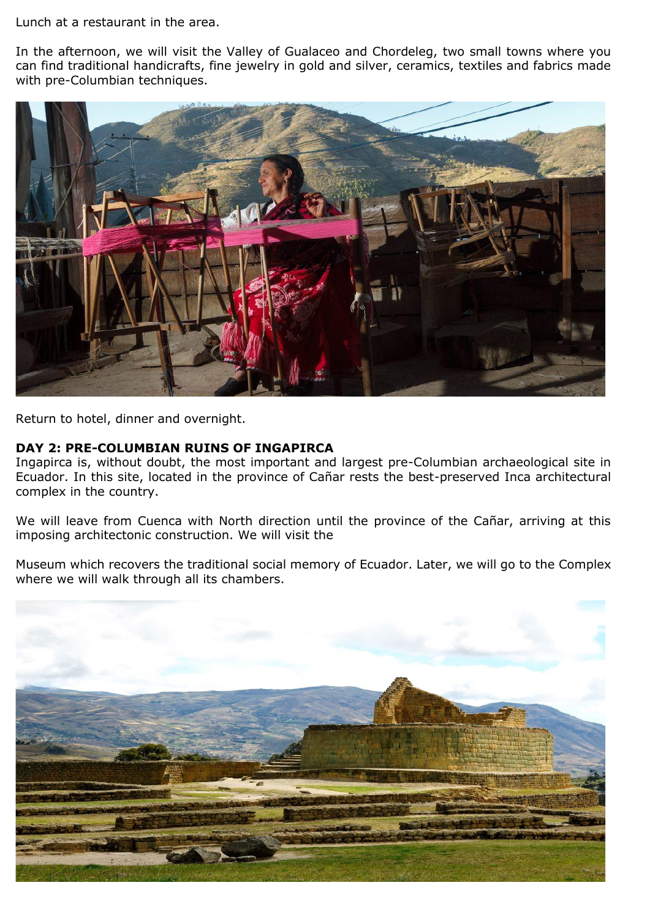Lunch at a restaurant in the area.

In the afternoon, we will visit the Valley of Gualaceo and Chordeleg, two small towns where you can find traditional handicrafts, fine jewelry in gold and silver, ceramics, textiles and fabrics made with pre-Columbian techniques.

Return to hotel, dinner and overnight.

**DAY 2: PRE-COLUMBIAN RUINS OF INGAPIRCA**

Ingapirca is, without doubt, the most important and largest pre-Columbian archaeological site in Ecuador. In this site, located in the province of Cañar rests the best-preserved Inca architectural complex in the country.

We will leave from Cuenca with North direction until the province of the Cañar, arriving at this imposing architectonic construction. We will visit the

Museum which recovers the traditional social memory of Ecuador. Later, we will go to the Complex where we will walk through all its chambers.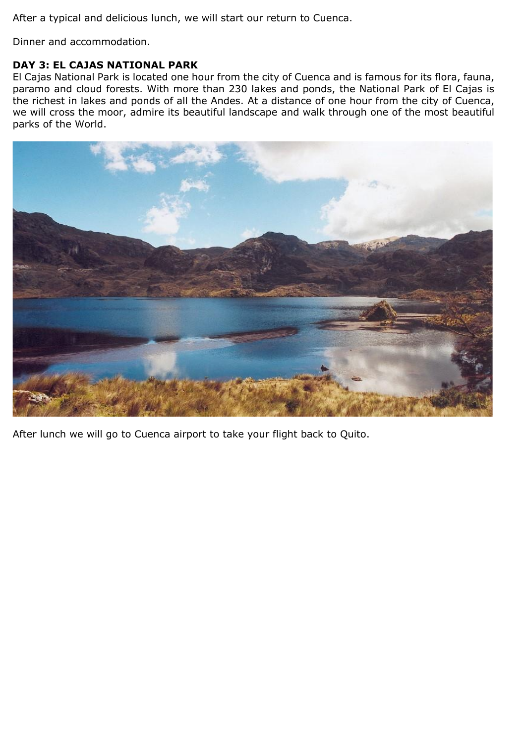After a typical and delicious lunch, we will start our return to Cuenca.

Dinner and accommodation.

**DAY 3: EL CAJAS NATIONAL PARK**

El Cajas National Park is located one hour from the city of Cuenca and is famous for its flora, fauna, paramo and cloud forests. With more than 230 lakes and ponds, the National Park of El Cajas is the richest in lakes and ponds of all the Andes. At a distance of one hour from the city of Cuenca, we will cross the moor, admire its beautiful landscape and walk through one of the most beautiful parks of the World.

After lunch we will go to Cuenca airport to take your flight back to Quito.